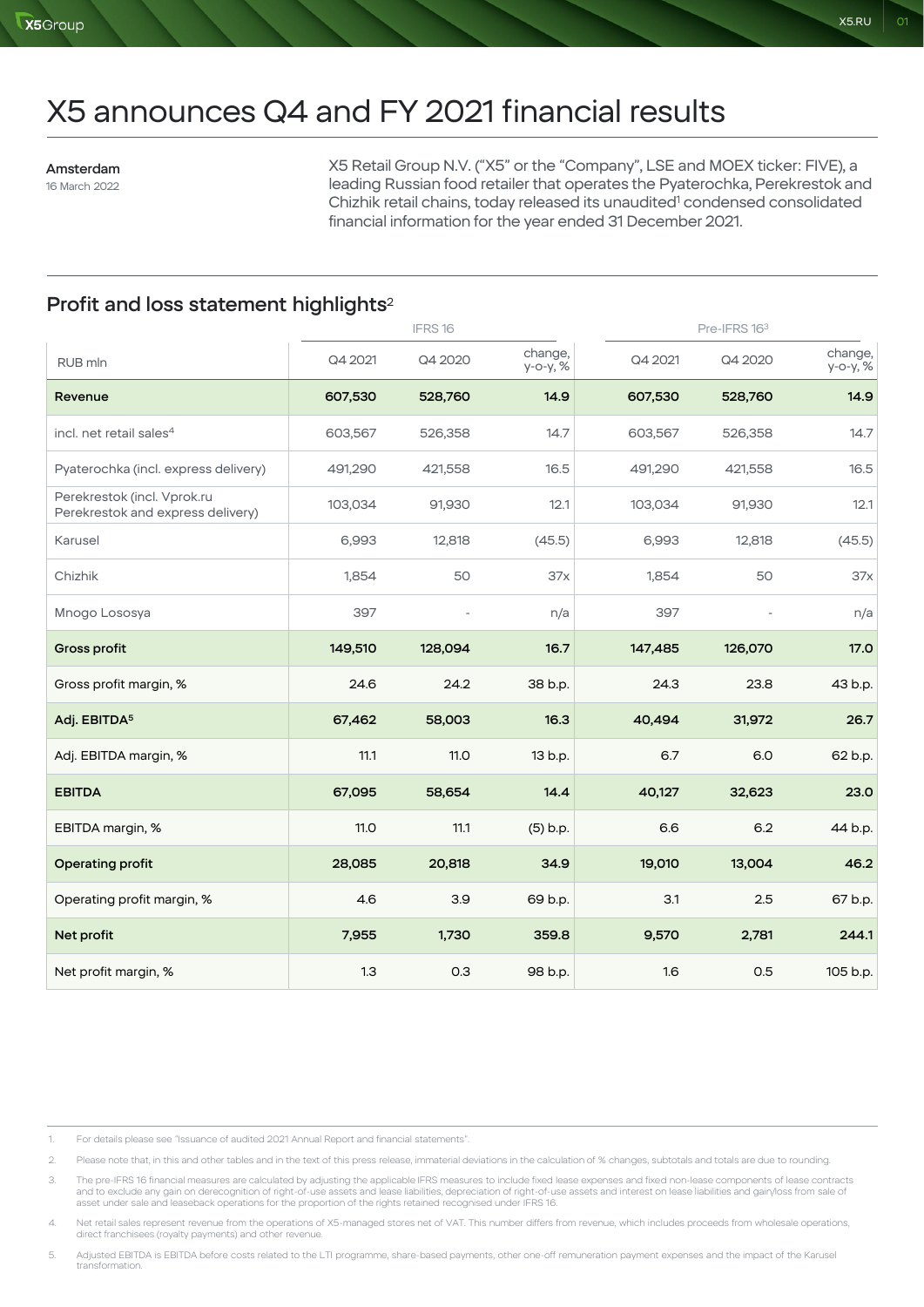# X5 announces Q4 and FY 2021 financial results

**Amsterdam**
16 March 2022

X5 Retail Group N.V. ("X5" or the "Company", LSE and MOEX ticker: FIVE), a leading Russian food retailer that operates the Pyaterochka, Perekrestok and Chizhik retail chains, today released its unaudited[1] condensed consolidated financial information for the year ended 31 December 2021.

## Profit and loss statement highlights[2]

| | IFRS 16 | | | Pre-IFRS 16[3] | | |
|---|---|---|---|---|---|---|
| RUB mln | Q4 2021 | Q4 2020 | change, y-o-y, % | Q4 2021 | Q4 2020 | change, y-o-y, % |
| **Revenue** | **607,530** | **528,760** | **14.9** | **607,530** | **528,760** | **14.9** |
| incl. net retail sales[4] | 603,567 | 526,358 | 14.7 | 603,567 | 526,358 | 14.7 |
| Pyaterochka (incl. express delivery) | 491,290 | 421,558 | 16.5 | 491,290 | 421,558 | 16.5 |
| Perekrestok (incl. Vprok.ru Perekrestok and express delivery) | 103,034 | 91,930 | 12.1 | 103,034 | 91,930 | 12.1 |
| Karusel | 6,993 | 12,818 | (45.5) | 6,993 | 12,818 | (45.5) |
| Chizhik | 1,854 | 50 | 37x | 1,854 | 50 | 37x |
| Mnogo Lososya | 397 | - | n/a | 397 | - | n/a |
| **Gross profit** | **149,510** | **128,094** | **16.7** | **147,485** | **126,070** | **17.0** |
| Gross profit margin, % | 24.6 | 24.2 | 38 b.p. | 24.3 | 23.8 | 43 b.p. |
| **Adj. EBITDA[5]** | **67,462** | **58,003** | **16.3** | **40,494** | **31,972** | **26.7** |
| Adj. EBITDA margin, % | 11.1 | 11.0 | 13 b.p. | 6.7 | 6.0 | 62 b.p. |
| **EBITDA** | **67,095** | **58,654** | **14.4** | **40,127** | **32,623** | **23.0** |
| EBITDA margin, % | 11.0 | 11.1 | (5) b.p. | 6.6 | 6.2 | 44 b.p. |
| **Operating profit** | **28,085** | **20,818** | **34.9** | **19,010** | **13,004** | **46.2** |
| Operating profit margin, % | 4.6 | 3.9 | 69 b.p. | 3.1 | 2.5 | 67 b.p. |
| **Net profit** | **7,955** | **1,730** | **359.8** | **9,570** | **2,781** | **244.1** |
| Net profit margin, % | 1.3 | 0.3 | 98 b.p. | 1.6 | 0.5 | 105 b.p. |

1. For details please see "Issuance of audited 2021 Annual Report and financial statements".
2. Please note that, in this and other tables and in the text of this press release, immaterial deviations in the calculation of % changes, subtotals and totals are due to rounding.
3. The pre-IFRS 16 financial measures are calculated by adjusting the applicable IFRS measures to include fixed lease expenses and fixed non-lease components of lease contracts and to exclude any gain on derecognition of right-of-use assets and lease liabilities, depreciation of right-of-use assets and interest on lease liabilities and gain/loss from sale of asset under sale and leaseback operations for the proportion of the rights retained recognised under IFRS 16.
4. Net retail sales represent revenue from the operations of X5-managed stores net of VAT. This number differs from revenue, which includes proceeds from wholesale operations, direct franchisees (royalty payments) and other revenue.
5. Adjusted EBITDA is EBITDA before costs related to the LTI programme, share-based payments, other one-off remuneration payment expenses and the impact of the Karusel transformation.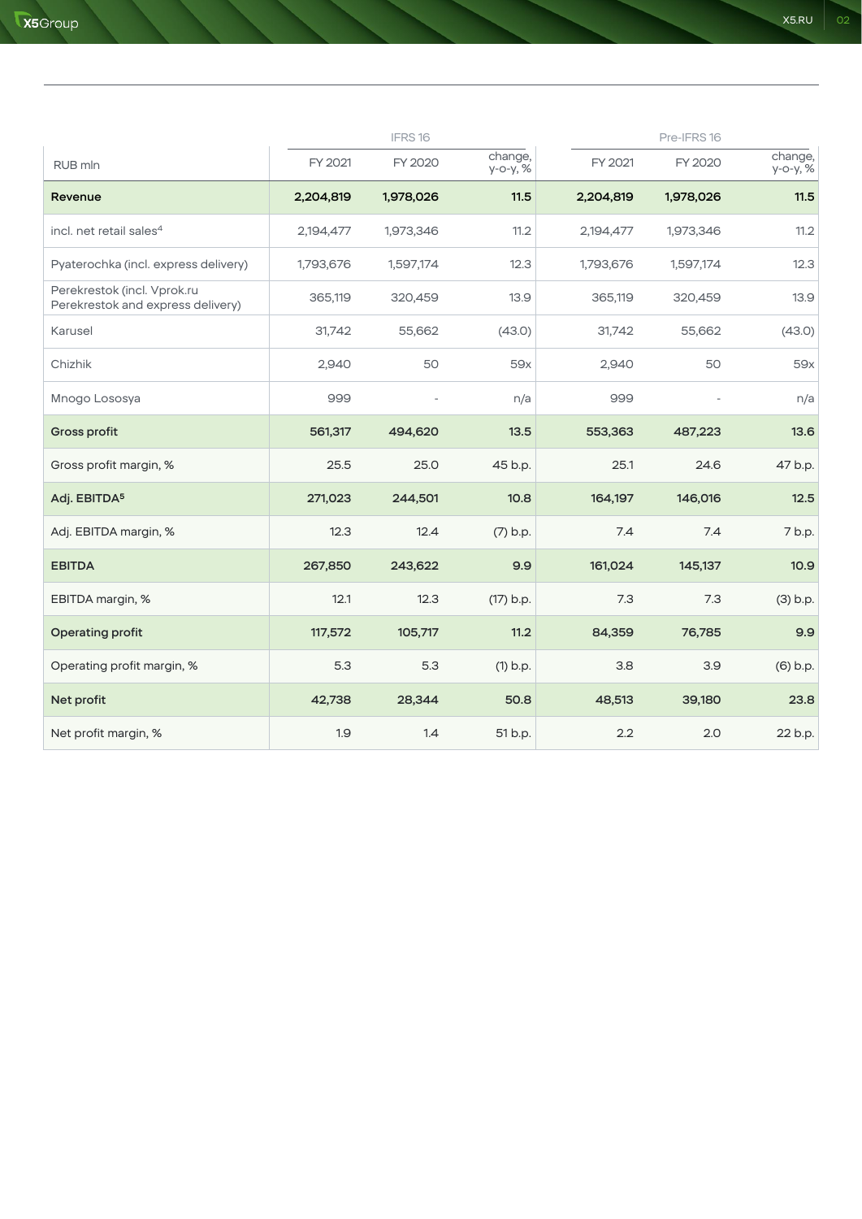| RUB mln | IFRS 16 FY 2021 | IFRS 16 FY 2020 | IFRS 16 change, y-o-y, % | Pre-IFRS 16 FY 2021 | Pre-IFRS 16 FY 2020 | Pre-IFRS 16 change, y-o-y, % |
|---|---|---|---|---|---|---|
| **Revenue** | **2,204,819** | **1,978,026** | **11.5** | **2,204,819** | **1,978,026** | **11.5** |
| incl. net retail sales[4] | 2,194,477 | 1,973,346 | 11.2 | 2,194,477 | 1,973,346 | 11.2 |
| Pyaterochka (incl. express delivery) | 1,793,676 | 1,597,174 | 12.3 | 1,793,676 | 1,597,174 | 12.3 |
| Perekrestok (incl. Vprok.ru Perekrestok and express delivery) | 365,119 | 320,459 | 13.9 | 365,119 | 320,459 | 13.9 |
| Karusel | 31,742 | 55,662 | (43.0) | 31,742 | 55,662 | (43.0) |
| Chizhik | 2,940 | 50 | 59x | 2,940 | 50 | 59x |
| Mnogo Lososya | 999 | - | n/a | 999 | - | n/a |
| **Gross profit** | **561,317** | **494,620** | **13.5** | **553,363** | **487,223** | **13.6** |
| Gross profit margin, % | 25.5 | 25.0 | 45 b.p. | 25.1 | 24.6 | 47 b.p. |
| **Adj. EBITDA[5]** | **271,023** | **244,501** | **10.8** | **164,197** | **146,016** | **12.5** |
| Adj. EBITDA margin, % | 12.3 | 12.4 | (7) b.p. | 7.4 | 7.4 | 7 b.p. |
| **EBITDA** | **267,850** | **243,622** | **9.9** | **161,024** | **145,137** | **10.9** |
| EBITDA margin, % | 12.1 | 12.3 | (17) b.p. | 7.3 | 7.3 | (3) b.p. |
| **Operating profit** | **117,572** | **105,717** | **11.2** | **84,359** | **76,785** | **9.9** |
| Operating profit margin, % | 5.3 | 5.3 | (1) b.p. | 3.8 | 3.9 | (6) b.p. |
| **Net profit** | **42,738** | **28,344** | **50.8** | **48,513** | **39,180** | **23.8** |
| Net profit margin, % | 1.9 | 1.4 | 51 b.p. | 2.2 | 2.0 | 22 b.p. |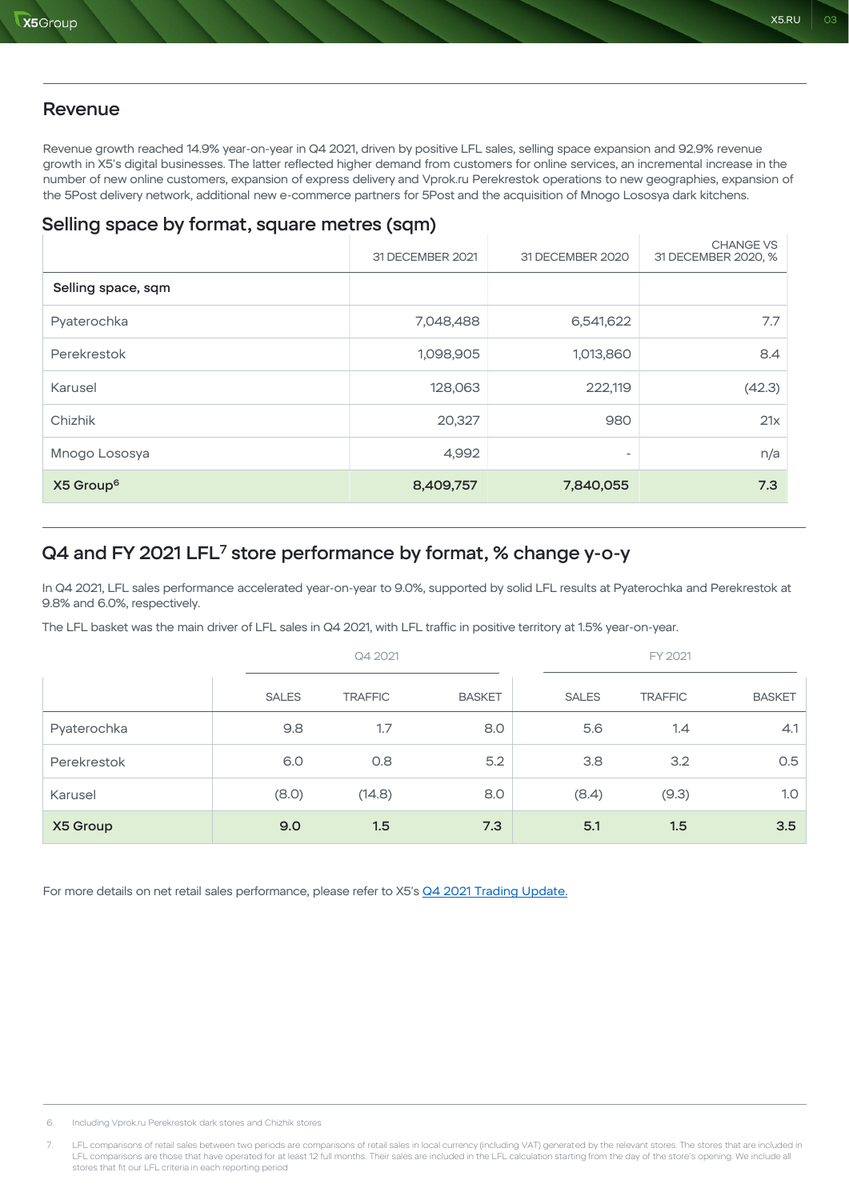## Revenue

Revenue growth reached 14.9% year-on-year in Q4 2021, driven by positive LFL sales, selling space expansion and 92.9% revenue growth in X5's digital businesses. The latter reflected higher demand from customers for online services, an incremental increase in the number of new online customers, expansion of express delivery and Vprok.ru Perekrestok operations to new geographies, expansion of the 5Post delivery network, additional new e-commerce partners for 5Post and the acquisition of Mnogo Lososya dark kitchens.

## Selling space by format, square metres (sqm)

| | 31 DECEMBER 2021 | 31 DECEMBER 2020 | CHANGE VS 31 DECEMBER 2020, % |
|---|---|---|---|
| **Selling space, sqm** | | | |
| Pyaterochka | 7,048,488 | 6,541,622 | 7.7 |
| Perekrestok | 1,098,905 | 1,013,860 | 8.4 |
| Karusel | 128,063 | 222,119 | (42.3) |
| Chizhik | 20,327 | 980 | 21x |
| Mnogo Lososya | 4,992 | - | n/a |
| **X5 Group[6]** | **8,409,757** | **7,840,055** | **7.3** |

## Q4 and FY 2021 LFL[7] store performance by format, % change y-o-y

In Q4 2021, LFL sales performance accelerated year-on-year to 9.0%, supported by solid LFL results at Pyaterochka and Perekrestok at 9.8% and 6.0%, respectively.

The LFL basket was the main driver of LFL sales in Q4 2021, with LFL traffic in positive territory at 1.5% year-on-year.

| | Q4 2021 | | | FY 2021 | | |
|---|---|---|---|---|---|---|
| | SALES | TRAFFIC | BASKET | SALES | TRAFFIC | BASKET |
| Pyaterochka | 9.8 | 1.7 | 8.0 | 5.6 | 1.4 | 4.1 |
| Perekrestok | 6.0 | 0.8 | 5.2 | 3.8 | 3.2 | 0.5 |
| Karusel | (8.0) | (14.8) | 8.0 | (8.4) | (9.3) | 1.0 |
| **X5 Group** | **9.0** | **1.5** | **7.3** | **5.1** | **1.5** | **3.5** |

For more details on net retail sales performance, please refer to X5's [Q4 2021 Trading Update.]

6. Including Vprok.ru Perekrestok dark stores and Chizhik stores

7. LFL comparisons of retail sales between two periods are comparisons of retail sales in local currency (including VAT) generated by the relevant stores. The stores that are included in LFL comparisons are those that have operated for at least 12 full months. Their sales are included in the LFL calculation starting from the day of the store's opening. We include all stores that fit our LFL criteria in each reporting period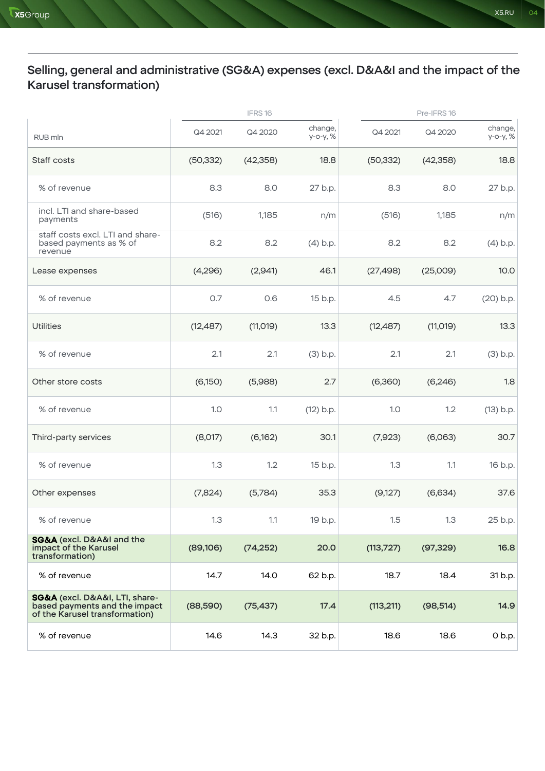## Selling, general and administrative (SG&A) expenses (excl. D&A&I and the impact of the Karusel transformation)

| RUB mln | IFRS 16 | | | Pre-IFRS 16 | | |
|---|---|---|---|---|---|---|
| | Q4 2021 | Q4 2020 | change, y-o-y, % | Q4 2021 | Q4 2020 | change, y-o-y, % |
| Staff costs | (50,332) | (42,358) | 18.8 | (50,332) | (42,358) | 18.8 |
| % of revenue | 8.3 | 8.0 | 27 b.p. | 8.3 | 8.0 | 27 b.p. |
| incl. LTI and share-based payments | (516) | 1,185 | n/m | (516) | 1,185 | n/m |
| staff costs excl. LTI and share-based payments as % of revenue | 8.2 | 8.2 | (4) b.p. | 8.2 | 8.2 | (4) b.p. |
| Lease expenses | (4,296) | (2,941) | 46.1 | (27,498) | (25,009) | 10.0 |
| % of revenue | 0.7 | 0.6 | 15 b.p. | 4.5 | 4.7 | (20) b.p. |
| Utilities | (12,487) | (11,019) | 13.3 | (12,487) | (11,019) | 13.3 |
| % of revenue | 2.1 | 2.1 | (3) b.p. | 2.1 | 2.1 | (3) b.p. |
| Other store costs | (6,150) | (5,988) | 2.7 | (6,360) | (6,246) | 1.8 |
| % of revenue | 1.0 | 1.1 | (12) b.p. | 1.0 | 1.2 | (13) b.p. |
| Third-party services | (8,017) | (6,162) | 30.1 | (7,923) | (6,063) | 30.7 |
| % of revenue | 1.3 | 1.2 | 15 b.p. | 1.3 | 1.1 | 16 b.p. |
| Other expenses | (7,824) | (5,784) | 35.3 | (9,127) | (6,634) | 37.6 |
| % of revenue | 1.3 | 1.1 | 19 b.p. | 1.5 | 1.3 | 25 b.p. |
| **SG&A** (excl. D&A&I and the impact of the Karusel transformation) | **(89,106)** | **(74,252)** | **20.0** | **(113,727)** | **(97,329)** | **16.8** |
| % of revenue | 14.7 | 14.0 | 62 b.p. | 18.7 | 18.4 | 31 b.p. |
| **SG&A** (excl. D&A&I, LTI, share-based payments and the impact of the Karusel transformation) | **(88,590)** | **(75,437)** | **17.4** | **(113,211)** | **(98,514)** | **14.9** |
| % of revenue | 14.6 | 14.3 | 32 b.p. | 18.6 | 18.6 | 0 b.p. |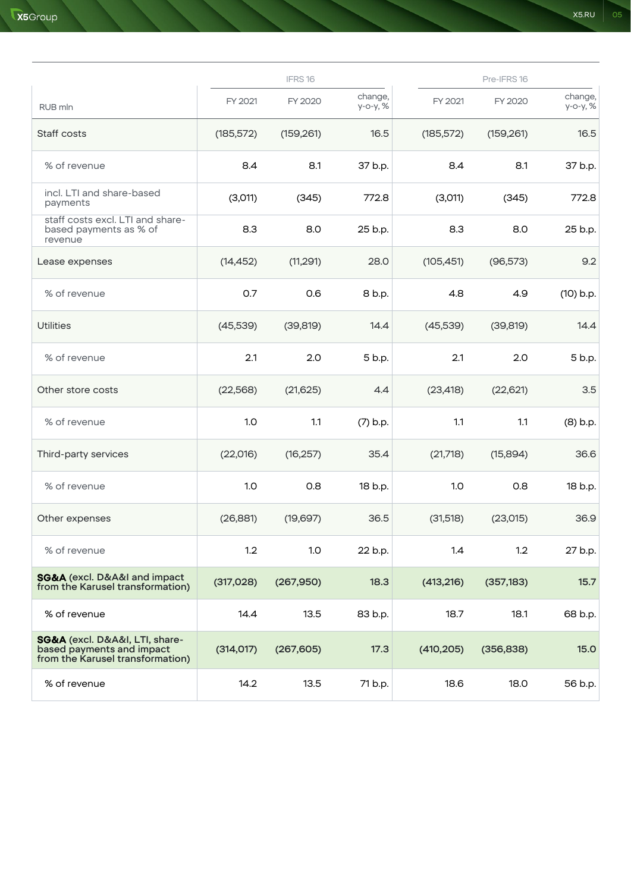| RUB mln | IFRS 16 | | | Pre-IFRS 16 | | |
|---|---|---|---|---|---|---|
| | FY 2021 | FY 2020 | change, y-o-y, % | FY 2021 | FY 2020 | change, y-o-y, % |
| Staff costs | (185,572) | (159,261) | 16.5 | (185,572) | (159,261) | 16.5 |
| % of revenue | 8.4 | 8.1 | 37 b.p. | 8.4 | 8.1 | 37 b.p. |
| incl. LTI and share-based payments | (3,011) | (345) | 772.8 | (3,011) | (345) | 772.8 |
| staff costs excl. LTI and share-based payments as % of revenue | 8.3 | 8.0 | 25 b.p. | 8.3 | 8.0 | 25 b.p. |
| Lease expenses | (14,452) | (11,291) | 28.0 | (105,451) | (96,573) | 9.2 |
| % of revenue | 0.7 | 0.6 | 8 b.p. | 4.8 | 4.9 | (10) b.p. |
| Utilities | (45,539) | (39,819) | 14.4 | (45,539) | (39,819) | 14.4 |
| % of revenue | 2.1 | 2.0 | 5 b.p. | 2.1 | 2.0 | 5 b.p. |
| Other store costs | (22,568) | (21,625) | 4.4 | (23,418) | (22,621) | 3.5 |
| % of revenue | 1.0 | 1.1 | (7) b.p. | 1.1 | 1.1 | (8) b.p. |
| Third-party services | (22,016) | (16,257) | 35.4 | (21,718) | (15,894) | 36.6 |
| % of revenue | 1.0 | 0.8 | 18 b.p. | 1.0 | 0.8 | 18 b.p. |
| Other expenses | (26,881) | (19,697) | 36.5 | (31,518) | (23,015) | 36.9 |
| % of revenue | 1.2 | 1.0 | 22 b.p. | 1.4 | 1.2 | 27 b.p. |
| **SG&A (excl. D&A&I and impact from the Karusel transformation)** | **(317,028)** | **(267,950)** | **18.3** | **(413,216)** | **(357,183)** | **15.7** |
| % of revenue | 14.4 | 13.5 | 83 b.p. | 18.7 | 18.1 | 68 b.p. |
| **SG&A (excl. D&A&I, LTI, share-based payments and impact from the Karusel transformation)** | **(314,017)** | **(267,605)** | **17.3** | **(410,205)** | **(356,838)** | **15.0** |
| % of revenue | 14.2 | 13.5 | 71 b.p. | 18.6 | 18.0 | 56 b.p. |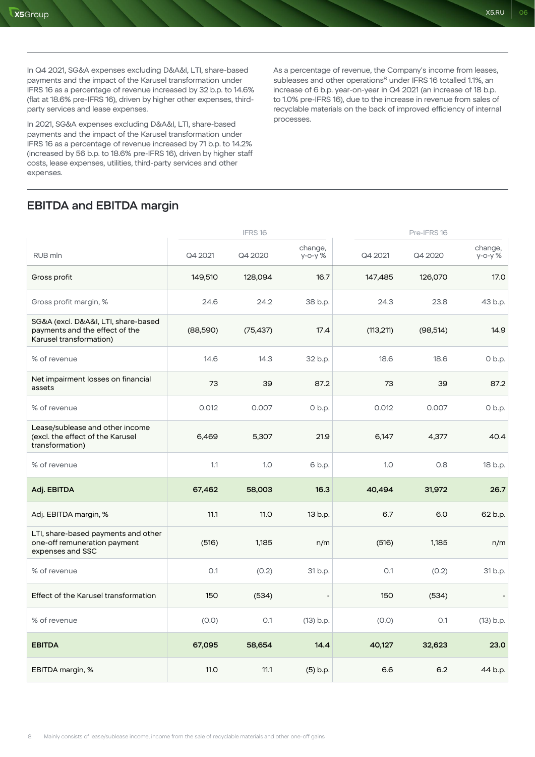In Q4 2021, SG&A expenses excluding D&A&I, LTI, share-based payments and the impact of the Karusel transformation under IFRS 16 as a percentage of revenue increased by 32 b.p. to 14.6% (flat at 18.6% pre-IFRS 16), driven by higher other expenses, third-party services and lease expenses.

In 2021, SG&A expenses excluding D&A&I, LTI, share-based payments and the impact of the Karusel transformation under IFRS 16 as a percentage of revenue increased by 71 b.p. to 14.2% (increased by 56 b.p. to 18.6% pre-IFRS 16), driven by higher staff costs, lease expenses, utilities, third-party services and other expenses.

As a percentage of revenue, the Company's income from leases, subleases and other operations[8] under IFRS 16 totalled 1.1%, an increase of 6 b.p. year-on-year in Q4 2021 (an increase of 18 b.p. to 1.0% pre-IFRS 16), due to the increase in revenue from sales of recyclable materials on the back of improved efficiency of internal processes.

## EBITDA and EBITDA margin

| | IFRS 16 | | | Pre-IFRS 16 | | |
|---|---|---|---|---|---|---|
| RUB mln | Q4 2021 | Q4 2020 | change, y-o-y % | Q4 2021 | Q4 2020 | change, y-o-y % |
| Gross profit | 149,510 | 128,094 | 16.7 | 147,485 | 126,070 | 17.0 |
| Gross profit margin, % | 24.6 | 24.2 | 38 b.p. | 24.3 | 23.8 | 43 b.p. |
| SG&A (excl. D&A&I, LTI, share-based payments and the effect of the Karusel transformation) | (88,590) | (75,437) | 17.4 | (113,211) | (98,514) | 14.9 |
| % of revenue | 14.6 | 14.3 | 32 b.p. | 18.6 | 18.6 | 0 b.p. |
| Net impairment losses on financial assets | 73 | 39 | 87.2 | 73 | 39 | 87.2 |
| % of revenue | 0.012 | 0.007 | 0 b.p. | 0.012 | 0.007 | 0 b.p. |
| Lease/sublease and other income (excl. the effect of the Karusel transformation) | 6,469 | 5,307 | 21.9 | 6,147 | 4,377 | 40.4 |
| % of revenue | 1.1 | 1.0 | 6 b.p. | 1.0 | 0.8 | 18 b.p. |
| **Adj. EBITDA** | **67,462** | **58,003** | **16.3** | **40,494** | **31,972** | **26.7** |
| Adj. EBITDA margin, % | 11.1 | 11.0 | 13 b.p. | 6.7 | 6.0 | 62 b.p. |
| LTI, share-based payments and other one-off remuneration payment expenses and SSC | (516) | 1,185 | n/m | (516) | 1,185 | n/m |
| % of revenue | 0.1 | (0.2) | 31 b.p. | 0.1 | (0.2) | 31 b.p. |
| Effect of the Karusel transformation | 150 | (534) | - | 150 | (534) | - |
| % of revenue | (0.0) | 0.1 | (13) b.p. | (0.0) | 0.1 | (13) b.p. |
| **EBITDA** | **67,095** | **58,654** | **14.4** | **40,127** | **32,623** | **23.0** |
| EBITDA margin, % | 11.0 | 11.1 | (5) b.p. | 6.6 | 6.2 | 44 b.p. |

8. Mainly consists of lease/sublease income, income from the sale of recyclable materials and other one-off gains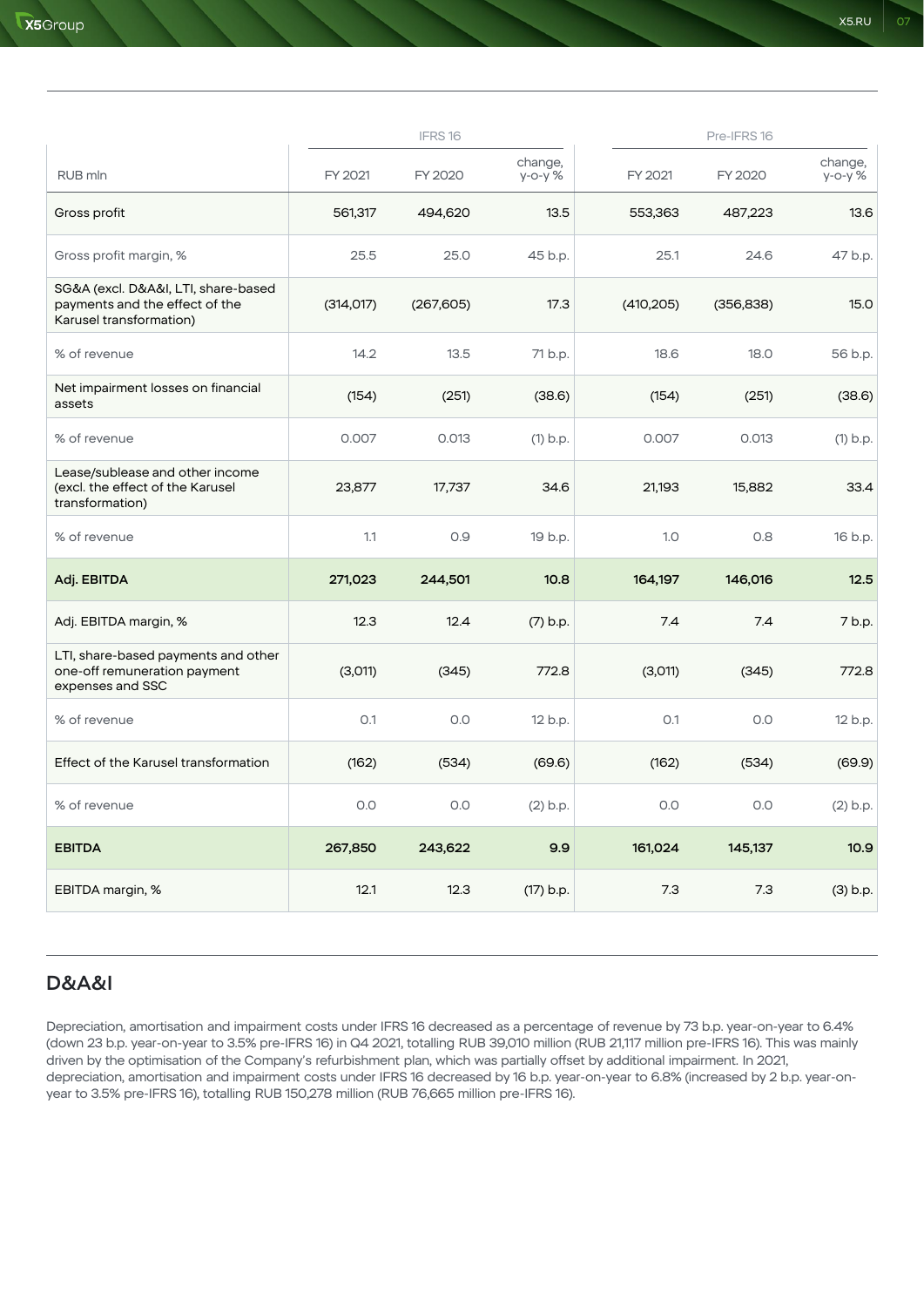| RUB mln | IFRS 16 | | | Pre-IFRS 16 | | |
|---|---|---|---|---|---|---|
| | FY 2021 | FY 2020 | change, y-o-y % | FY 2021 | FY 2020 | change, y-o-y % |
| Gross profit | 561,317 | 494,620 | 13.5 | 553,363 | 487,223 | 13.6 |
| Gross profit margin, % | 25.5 | 25.0 | 45 b.p. | 25.1 | 24.6 | 47 b.p. |
| SG&A (excl. D&A&I, LTI, share-based payments and the effect of the Karusel transformation) | (314,017) | (267,605) | 17.3 | (410,205) | (356,838) | 15.0 |
| % of revenue | 14.2 | 13.5 | 71 b.p. | 18.6 | 18.0 | 56 b.p. |
| Net impairment losses on financial assets | (154) | (251) | (38.6) | (154) | (251) | (38.6) |
| % of revenue | 0.007 | 0.013 | (1) b.p. | 0.007 | 0.013 | (1) b.p. |
| Lease/sublease and other income (excl. the effect of the Karusel transformation) | 23,877 | 17,737 | 34.6 | 21,193 | 15,882 | 33.4 |
| % of revenue | 1.1 | 0.9 | 19 b.p. | 1.0 | 0.8 | 16 b.p. |
| **Adj. EBITDA** | **271,023** | **244,501** | **10.8** | **164,197** | **146,016** | **12.5** |
| Adj. EBITDA margin, % | 12.3 | 12.4 | (7) b.p. | 7.4 | 7.4 | 7 b.p. |
| LTI, share-based payments and other one-off remuneration payment expenses and SSC | (3,011) | (345) | 772.8 | (3,011) | (345) | 772.8 |
| % of revenue | 0.1 | 0.0 | 12 b.p. | 0.1 | 0.0 | 12 b.p. |
| Effect of the Karusel transformation | (162) | (534) | (69.6) | (162) | (534) | (69.9) |
| % of revenue | 0.0 | 0.0 | (2) b.p. | 0.0 | 0.0 | (2) b.p. |
| **EBITDA** | **267,850** | **243,622** | **9.9** | **161,024** | **145,137** | **10.9** |
| EBITDA margin, % | 12.1 | 12.3 | (17) b.p. | 7.3 | 7.3 | (3) b.p. |

## D&A&I

Depreciation, amortisation and impairment costs under IFRS 16 decreased as a percentage of revenue by 73 b.p. year-on-year to 6.4% (down 23 b.p. year-on-year to 3.5% pre-IFRS 16) in Q4 2021, totalling RUB 39,010 million (RUB 21,117 million pre-IFRS 16). This was mainly driven by the optimisation of the Company's refurbishment plan, which was partially offset by additional impairment. In 2021, depreciation, amortisation and impairment costs under IFRS 16 decreased by 16 b.p. year-on-year to 6.8% (increased by 2 b.p. year-on-year to 3.5% pre-IFRS 16), totalling RUB 150,278 million (RUB 76,665 million pre-IFRS 16).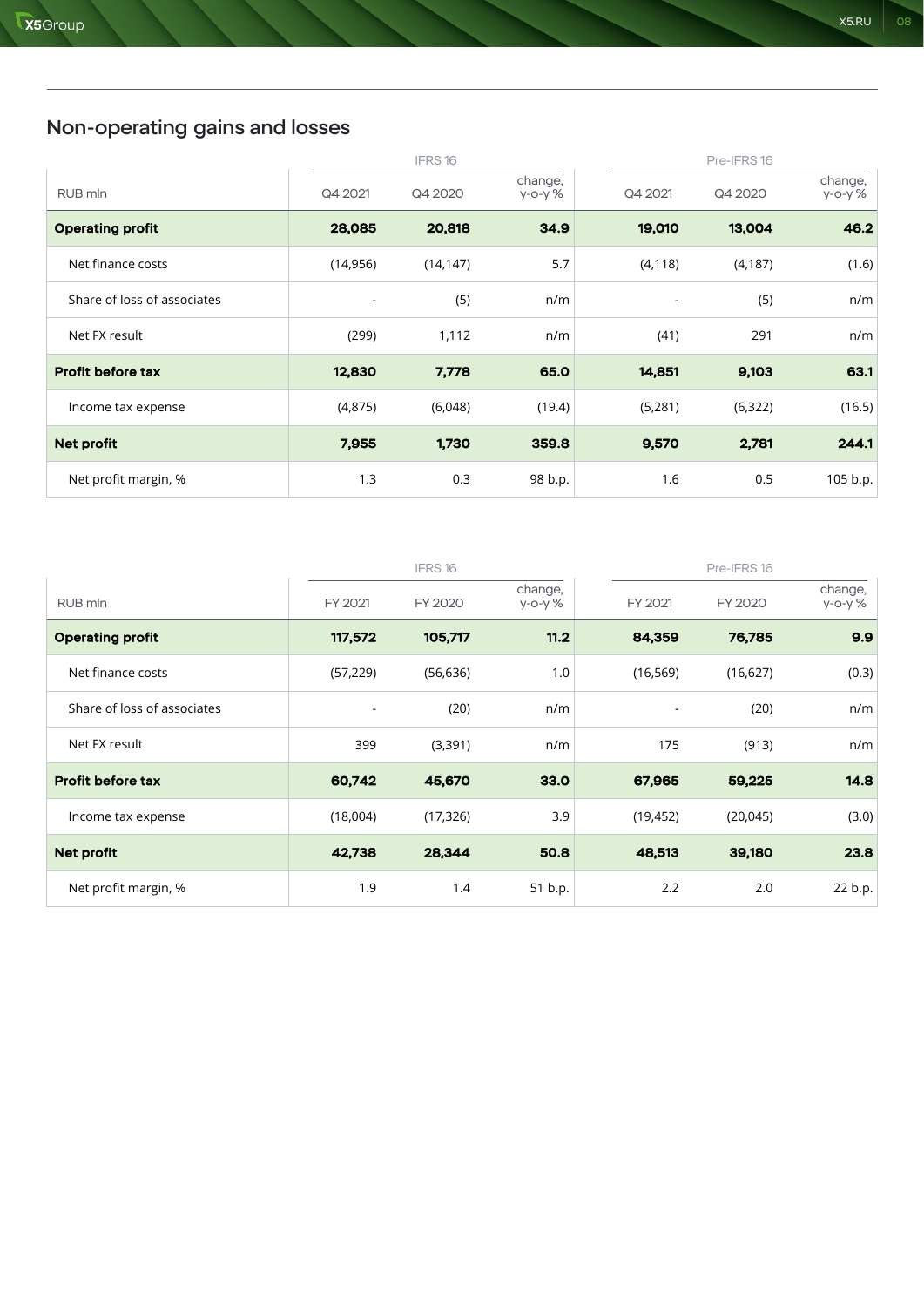## Non-operating gains and losses

| RUB mln | IFRS 16 | | | Pre-IFRS 16 | | |
|---|---|---|---|---|---|---|
| | Q4 2021 | Q4 2020 | change, y-o-y % | Q4 2021 | Q4 2020 | change, y-o-y % |
| **Operating profit** | **28,085** | **20,818** | **34.9** | **19,010** | **13,004** | **46.2** |
| Net finance costs | (14,956) | (14,147) | 5.7 | (4,118) | (4,187) | (1.6) |
| Share of loss of associates | - | (5) | n/m | - | (5) | n/m |
| Net FX result | (299) | 1,112 | n/m | (41) | 291 | n/m |
| **Profit before tax** | **12,830** | **7,778** | **65.0** | **14,851** | **9,103** | **63.1** |
| Income tax expense | (4,875) | (6,048) | (19.4) | (5,281) | (6,322) | (16.5) |
| **Net profit** | **7,955** | **1,730** | **359.8** | **9,570** | **2,781** | **244.1** |
| Net profit margin, % | 1.3 | 0.3 | 98 b.p. | 1.6 | 0.5 | 105 b.p. |

| RUB mln | IFRS 16 | | | Pre-IFRS 16 | | |
|---|---|---|---|---|---|---|
| | FY 2021 | FY 2020 | change, y-o-y % | FY 2021 | FY 2020 | change, y-o-y % |
| **Operating profit** | **117,572** | **105,717** | **11.2** | **84,359** | **76,785** | **9.9** |
| Net finance costs | (57,229) | (56,636) | 1.0 | (16,569) | (16,627) | (0.3) |
| Share of loss of associates | - | (20) | n/m | - | (20) | n/m |
| Net FX result | 399 | (3,391) | n/m | 175 | (913) | n/m |
| **Profit before tax** | **60,742** | **45,670** | **33.0** | **67,965** | **59,225** | **14.8** |
| Income tax expense | (18,004) | (17,326) | 3.9 | (19,452) | (20,045) | (3.0) |
| **Net profit** | **42,738** | **28,344** | **50.8** | **48,513** | **39,180** | **23.8** |
| Net profit margin, % | 1.9 | 1.4 | 51 b.p. | 2.2 | 2.0 | 22 b.p. |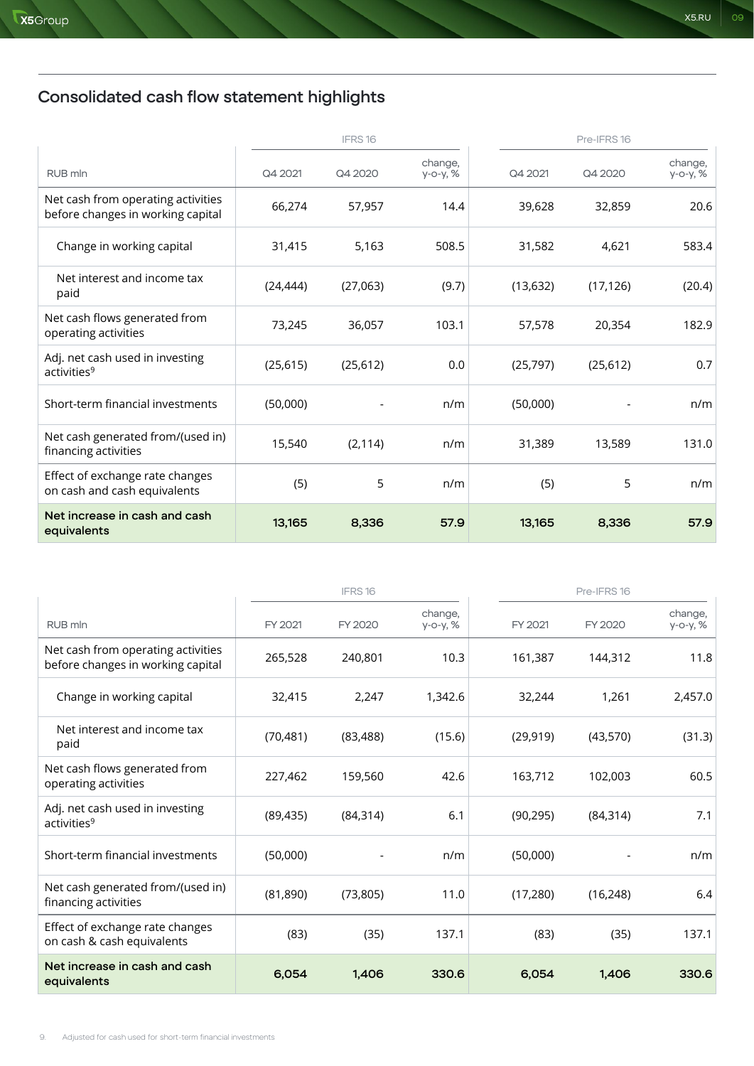## Consolidated cash flow statement highlights

| RUB mln | IFRS 16 | | | Pre-IFRS 16 | | |
|---|---|---|---|---|---|---|
| | Q4 2021 | Q4 2020 | change, y-o-y, % | Q4 2021 | Q4 2020 | change, y-o-y, % |
| Net cash from operating activities before changes in working capital | 66,274 | 57,957 | 14.4 | 39,628 | 32,859 | 20.6 |
| Change in working capital | 31,415 | 5,163 | 508.5 | 31,582 | 4,621 | 583.4 |
| Net interest and income tax paid | (24,444) | (27,063) | (9.7) | (13,632) | (17,126) | (20.4) |
| Net cash flows generated from operating activities | 73,245 | 36,057 | 103.1 | 57,578 | 20,354 | 182.9 |
| Adj. net cash used in investing activities[9] | (25,615) | (25,612) | 0.0 | (25,797) | (25,612) | 0.7 |
| Short-term financial investments | (50,000) | - | n/m | (50,000) | - | n/m |
| Net cash generated from/(used in) financing activities | 15,540 | (2,114) | n/m | 31,389 | 13,589 | 131.0 |
| Effect of exchange rate changes on cash and cash equivalents | (5) | 5 | n/m | (5) | 5 | n/m |
| **Net increase in cash and cash equivalents** | **13,165** | **8,336** | **57.9** | **13,165** | **8,336** | **57.9** |

| RUB mln | IFRS 16 | | | Pre-IFRS 16 | | |
|---|---|---|---|---|---|---|
| | FY 2021 | FY 2020 | change, y-o-y, % | FY 2021 | FY 2020 | change, y-o-y, % |
| Net cash from operating activities before changes in working capital | 265,528 | 240,801 | 10.3 | 161,387 | 144,312 | 11.8 |
| Change in working capital | 32,415 | 2,247 | 1,342.6 | 32,244 | 1,261 | 2,457.0 |
| Net interest and income tax paid | (70,481) | (83,488) | (15.6) | (29,919) | (43,570) | (31.3) |
| Net cash flows generated from operating activities | 227,462 | 159,560 | 42.6 | 163,712 | 102,003 | 60.5 |
| Adj. net cash used in investing activities[9] | (89,435) | (84,314) | 6.1 | (90,295) | (84,314) | 7.1 |
| Short-term financial investments | (50,000) | - | n/m | (50,000) | - | n/m |
| Net cash generated from/(used in) financing activities | (81,890) | (73,805) | 11.0 | (17,280) | (16,248) | 6.4 |
| Effect of exchange rate changes on cash & cash equivalents | (83) | (35) | 137.1 | (83) | (35) | 137.1 |
| **Net increase in cash and cash equivalents** | **6,054** | **1,406** | **330.6** | **6,054** | **1,406** | **330.6** |

9. Adjusted for cash used for short-term financial investments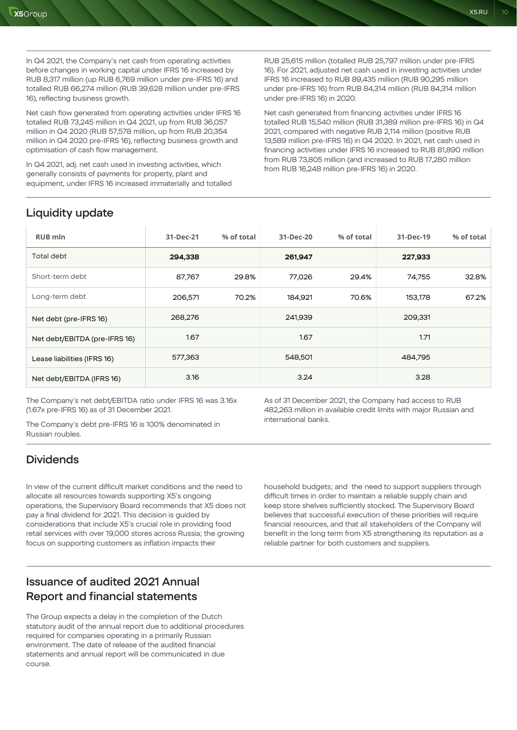In Q4 2021, the Company's net cash from operating activities before changes in working capital under IFRS 16 increased by RUB 8,317 million (up RUB 6,769 million under pre-IFRS 16) and totalled RUB 66,274 million (RUB 39,628 million under pre-IFRS 16), reflecting business growth.

Net cash flow generated from operating activities under IFRS 16 totalled RUB 73,245 million in Q4 2021, up from RUB 36,057 million in Q4 2020 (RUB 57,578 million, up from RUB 20,354 million in Q4 2020 pre-IFRS 16), reflecting business growth and optimisation of cash flow management.

In Q4 2021, adj. net cash used in investing activities, which generally consists of payments for property, plant and equipment, under IFRS 16 increased immaterially and totalled RUB 25,615 million (totalled RUB 25,797 million under pre-IFRS 16). For 2021, adjusted net cash used in investing activities under IFRS 16 increased to RUB 89,435 million (RUB 90,295 million under pre-IFRS 16) from RUB 84,314 million (RUB 84,314 million under pre-IFRS 16) in 2020.

Net cash generated from financing activities under IFRS 16 totalled RUB 15,540 million (RUB 31,389 million pre-IFRS 16) in Q4 2021, compared with negative RUB 2,114 million (positive RUB 13,589 million pre-IFRS 16) in Q4 2020. In 2021, net cash used in financing activities under IFRS 16 increased to RUB 81,890 million from RUB 73,805 million (and increased to RUB 17,280 million from RUB 16,248 million pre-IFRS 16) in 2020.

## Liquidity update

| RUB mln | 31-Dec-21 | % of total | 31-Dec-20 | % of total | 31-Dec-19 | % of total |
|---|---|---|---|---|---|---|
| Total debt | **294,338** | | **261,947** | | **227,933** | |
| Short-term debt | 87,767 | 29.8% | 77,026 | 29.4% | 74,755 | 32.8% |
| Long-term debt | 206,571 | 70.2% | 184,921 | 70.6% | 153,178 | 67.2% |
| Net debt (pre-IFRS 16) | 268,276 | | 241,939 | | 209,331 | |
| Net debt/EBITDA (pre-IFRS 16) | 1.67 | | 1.67 | | 1.71 | |
| Lease liabilities (IFRS 16) | 577,363 | | 548,501 | | 484,795 | |
| Net debt/EBITDA (IFRS 16) | 3.16 | | 3.24 | | 3.28 | |

The Company's net debt/EBITDA ratio under IFRS 16 was 3.16x (1.67x pre-IFRS 16) as of 31 December 2021.

The Company's debt pre-IFRS 16 is 100% denominated in Russian roubles.

As of 31 December 2021, the Company had access to RUB 482,263 million in available credit limits with major Russian and international banks.

## Dividends

In view of the current difficult market conditions and the need to allocate all resources towards supporting X5's ongoing operations, the Supervisory Board recommends that X5 does not pay a final dividend for 2021. This decision is guided by considerations that include X5's crucial role in providing food retail services with over 19,000 stores across Russia; the growing focus on supporting customers as inflation impacts their household budgets; and the need to support suppliers through difficult times in order to maintain a reliable supply chain and keep store shelves sufficiently stocked. The Supervisory Board believes that successful execution of these priorities will require financial resources, and that all stakeholders of the Company will benefit in the long term from X5 strengthening its reputation as a reliable partner for both customers and suppliers.

## Issuance of audited 2021 Annual Report and financial statements

The Group expects a delay in the completion of the Dutch statutory audit of the annual report due to additional procedures required for companies operating in a primarily Russian environment. The date of release of the audited financial statements and annual report will be communicated in due course.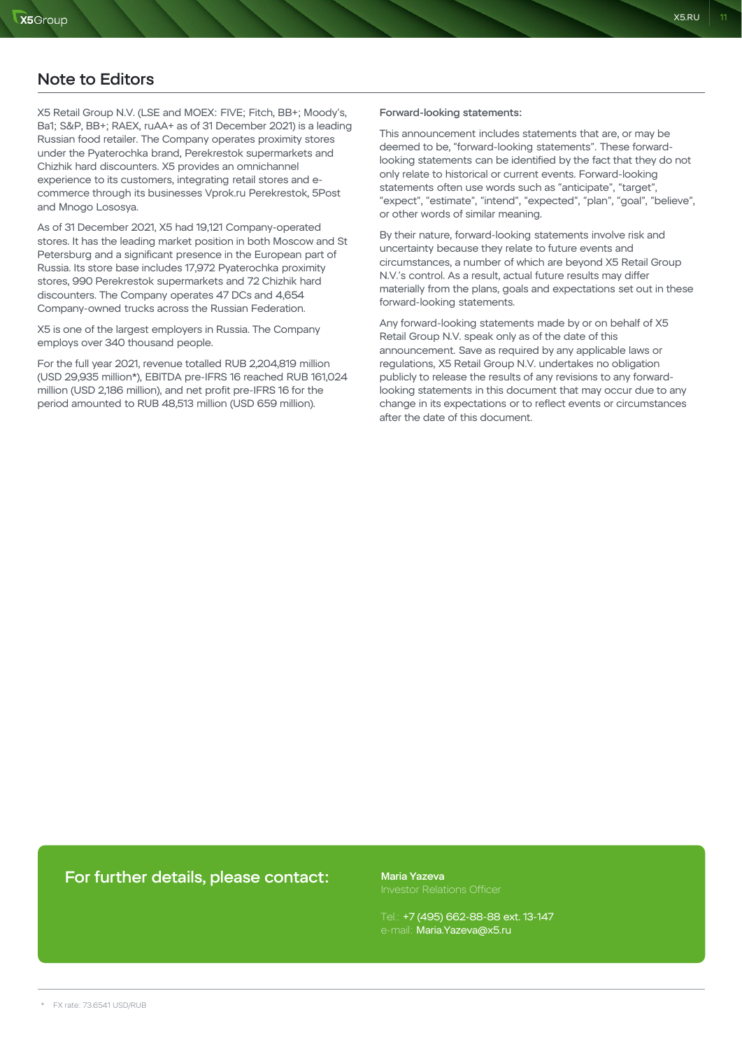## Note to Editors

X5 Retail Group N.V. (LSE and MOEX: FIVE; Fitch, BB+; Moody's, Ba1; S&P, BB+; RAEX, ruAA+ as of 31 December 2021) is a leading Russian food retailer. The Company operates proximity stores under the Pyaterochka brand, Perekrestok supermarkets and Chizhik hard discounters. X5 provides an omnichannel experience to its customers, integrating retail stores and e-commerce through its businesses Vprok.ru Perekrestok, 5Post and Mnogo Lososya.

As of 31 December 2021, X5 had 19,121 Company-operated stores. It has the leading market position in both Moscow and St Petersburg and a significant presence in the European part of Russia. Its store base includes 17,972 Pyaterochka proximity stores, 990 Perekrestok supermarkets and 72 Chizhik hard discounters. The Company operates 47 DCs and 4,654 Company-owned trucks across the Russian Federation.

X5 is one of the largest employers in Russia. The Company employs over 340 thousand people.

For the full year 2021, revenue totalled RUB 2,204,819 million (USD 29,935 million*), EBITDA pre-IFRS 16 reached RUB 161,024 million (USD 2,186 million), and net profit pre-IFRS 16 for the period amounted to RUB 48,513 million (USD 659 million).

**Forward-looking statements:**

This announcement includes statements that are, or may be deemed to be, "forward-looking statements". These forward-looking statements can be identified by the fact that they do not only relate to historical or current events. Forward-looking statements often use words such as "anticipate", "target", "expect", "estimate", "intend", "expected", "plan", "goal", "believe", or other words of similar meaning.

By their nature, forward-looking statements involve risk and uncertainty because they relate to future events and circumstances, a number of which are beyond X5 Retail Group N.V.'s control. As a result, actual future results may differ materially from the plans, goals and expectations set out in these forward-looking statements.

Any forward-looking statements made by or on behalf of X5 Retail Group N.V. speak only as of the date of this announcement. Save as required by any applicable laws or regulations, X5 Retail Group N.V. undertakes no obligation publicly to release the results of any revisions to any forward-looking statements in this document that may occur due to any change in its expectations or to reflect events or circumstances after the date of this document.

### For further details, please contact:

**Maria Yazeva**
Investor Relations Officer

Tel.: +7 (495) 662-88-88 ext. 13-147
e-mail: Maria.Yazeva@x5.ru

\* FX rate: 73.6541 USD/RUB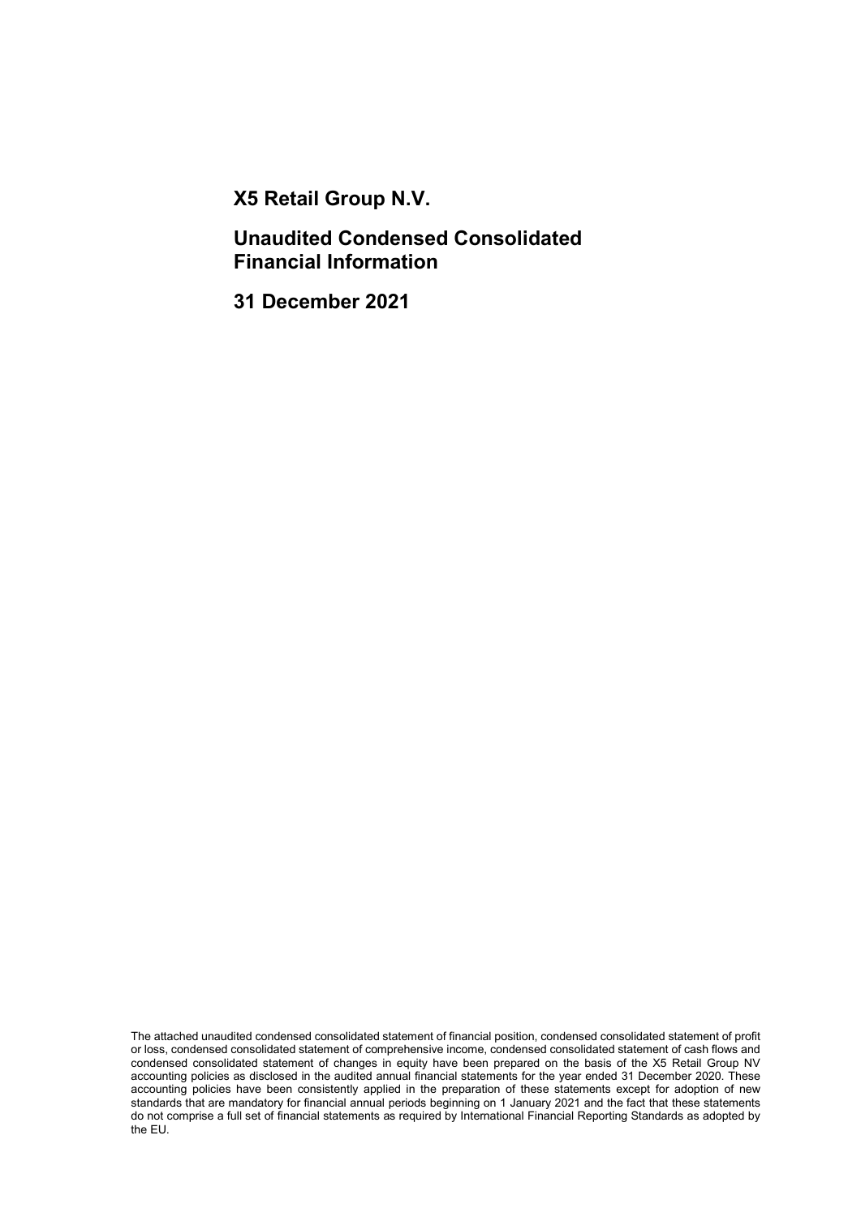# X5 Retail Group N.V.

## Unaudited Condensed Consolidated Financial Information

## 31 December 2021

The attached unaudited condensed consolidated statement of financial position, condensed consolidated statement of profit or loss, condensed consolidated statement of comprehensive income, condensed consolidated statement of cash flows and condensed consolidated statement of changes in equity have been prepared on the basis of the X5 Retail Group NV accounting policies as disclosed in the audited annual financial statements for the year ended 31 December 2020. These accounting policies have been consistently applied in the preparation of these statements except for adoption of new standards that are mandatory for financial annual periods beginning on 1 January 2021 and the fact that these statements do not comprise a full set of financial statements as required by International Financial Reporting Standards as adopted by the EU.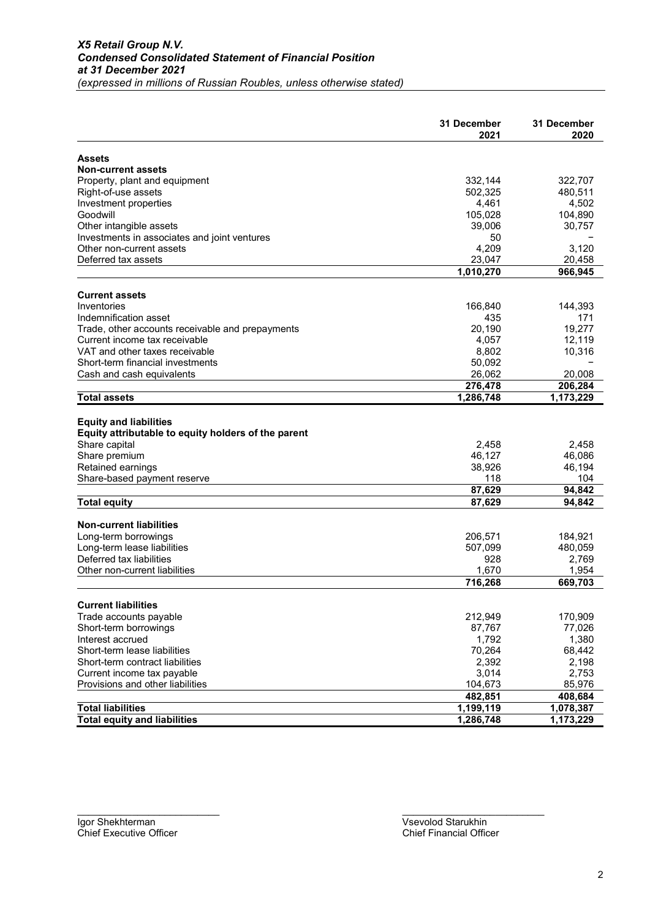***X5 Retail Group N.V.***
***Condensed Consolidated Statement of Financial Position***
***at 31 December 2021***
*(expressed in millions of Russian Roubles, unless otherwise stated)*

| | 31 December 2021 | 31 December 2020 |
|---|---|---|
| **Assets** | | |
| **Non-current assets** | | |
| Property, plant and equipment | 332,144 | 322,707 |
| Right-of-use assets | 502,325 | 480,511 |
| Investment properties | 4,461 | 4,502 |
| Goodwill | 105,028 | 104,890 |
| Other intangible assets | 39,006 | 30,757 |
| Investments in associates and joint ventures | 50 | – |
| Other non-current assets | 4,209 | 3,120 |
| Deferred tax assets | 23,047 | 20,458 |
| | **1,010,270** | **966,945** |
| **Current assets** | | |
| Inventories | 166,840 | 144,393 |
| Indemnification asset | 435 | 171 |
| Trade, other accounts receivable and prepayments | 20,190 | 19,277 |
| Current income tax receivable | 4,057 | 12,119 |
| VAT and other taxes receivable | 8,802 | 10,316 |
| Short-term financial investments | 50,092 | – |
| Cash and cash equivalents | 26,062 | 20,008 |
| | **276,478** | **206,284** |
| **Total assets** | **1,286,748** | **1,173,229** |
| **Equity and liabilities** | | |
| **Equity attributable to equity holders of the parent** | | |
| Share capital | 2,458 | 2,458 |
| Share premium | 46,127 | 46,086 |
| Retained earnings | 38,926 | 46,194 |
| Share-based payment reserve | 118 | 104 |
| | **87,629** | **94,842** |
| **Total equity** | **87,629** | **94,842** |
| **Non-current liabilities** | | |
| Long-term borrowings | 206,571 | 184,921 |
| Long-term lease liabilities | 507,099 | 480,059 |
| Deferred tax liabilities | 928 | 2,769 |
| Other non-current liabilities | 1,670 | 1,954 |
| | **716,268** | **669,703** |
| **Current liabilities** | | |
| Trade accounts payable | 212,949 | 170,909 |
| Short-term borrowings | 87,767 | 77,026 |
| Interest accrued | 1,792 | 1,380 |
| Short-term lease liabilities | 70,264 | 68,442 |
| Short-term contract liabilities | 2,392 | 2,198 |
| Current income tax payable | 3,014 | 2,753 |
| Provisions and other liabilities | 104,673 | 85,976 |
| | **482,851** | **408,684** |
| **Total liabilities** | **1,199,119** | **1,078,387** |
| **Total equity and liabilities** | **1,286,748** | **1,173,229** |

Igor Shekhterman
Chief Executive Officer

Vsevolod Starukhin
Chief Financial Officer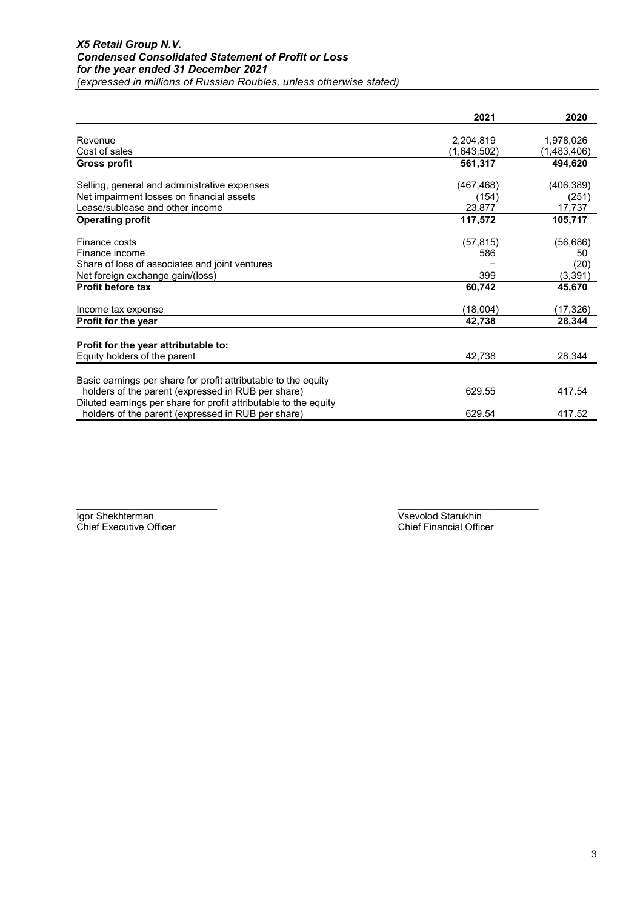***X5 Retail Group N.V.***
***Condensed Consolidated Statement of Profit or Loss***
***for the year ended 31 December 2021***
*(expressed in millions of Russian Roubles, unless otherwise stated)*

| | 2021 | 2020 |
|---|---|---|
| Revenue | 2,204,819 | 1,978,026 |
| Cost of sales | (1,643,502) | (1,483,406) |
| **Gross profit** | **561,317** | **494,620** |
| Selling, general and administrative expenses | (467,468) | (406,389) |
| Net impairment losses on financial assets | (154) | (251) |
| Lease/sublease and other income | 23,877 | 17,737 |
| **Operating profit** | **117,572** | **105,717** |
| Finance costs | (57,815) | (56,686) |
| Finance income | 586 | 50 |
| Share of loss of associates and joint ventures | – | (20) |
| Net foreign exchange gain/(loss) | 399 | (3,391) |
| **Profit before tax** | **60,742** | **45,670** |
| Income tax expense | (18,004) | (17,326) |
| **Profit for the year** | **42,738** | **28,344** |
| **Profit for the year attributable to:** | | |
| Equity holders of the parent | 42,738 | 28,344 |
| Basic earnings per share for profit attributable to the equity holders of the parent (expressed in RUB per share) | 629.55 | 417.54 |
| Diluted earnings per share for profit attributable to the equity holders of the parent (expressed in RUB per share) | 629.54 | 417.52 |

Igor Shekhterman
Chief Executive Officer

Vsevolod Starukhin
Chief Financial Officer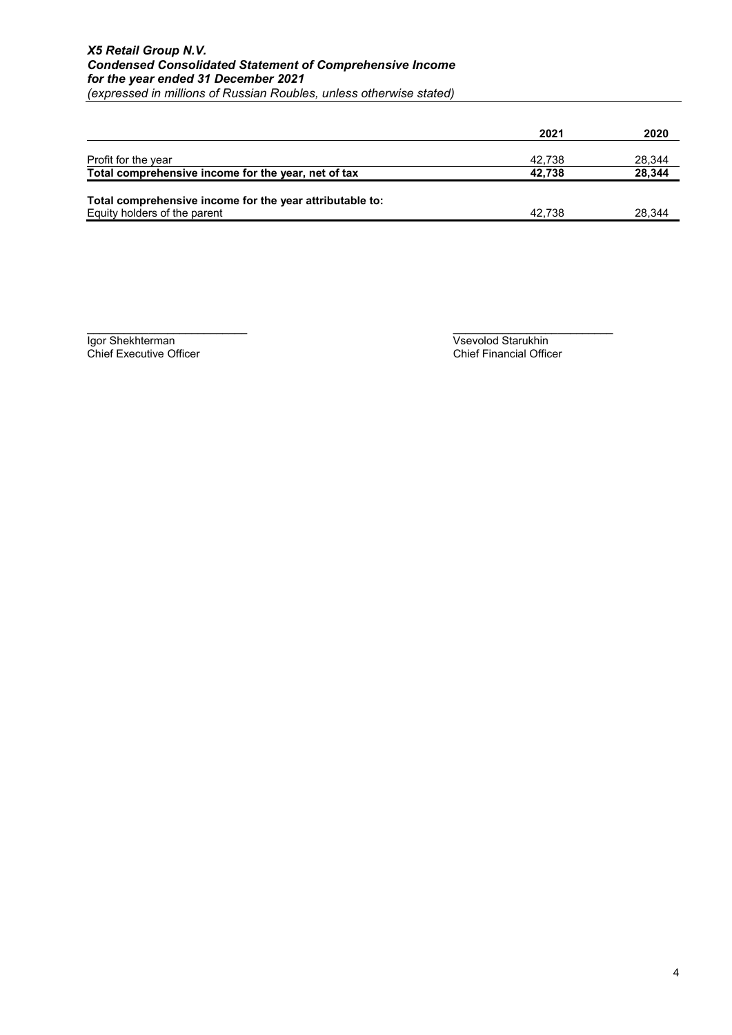***X5 Retail Group N.V.***
***Condensed Consolidated Statement of Comprehensive Income***
***for the year ended 31 December 2021***
*(expressed in millions of Russian Roubles, unless otherwise stated)*

| | **2021** | **2020** |
|---|---|---|
| Profit for the year | 42,738 | 28,344 |
| **Total comprehensive income for the year, net of tax** | **42,738** | **28,344** |
| **Total comprehensive income for the year attributable to:** | | |
| Equity holders of the parent | 42,738 | 28,344 |

Igor Shekhterman
Chief Executive Officer

Vsevolod Starukhin
Chief Financial Officer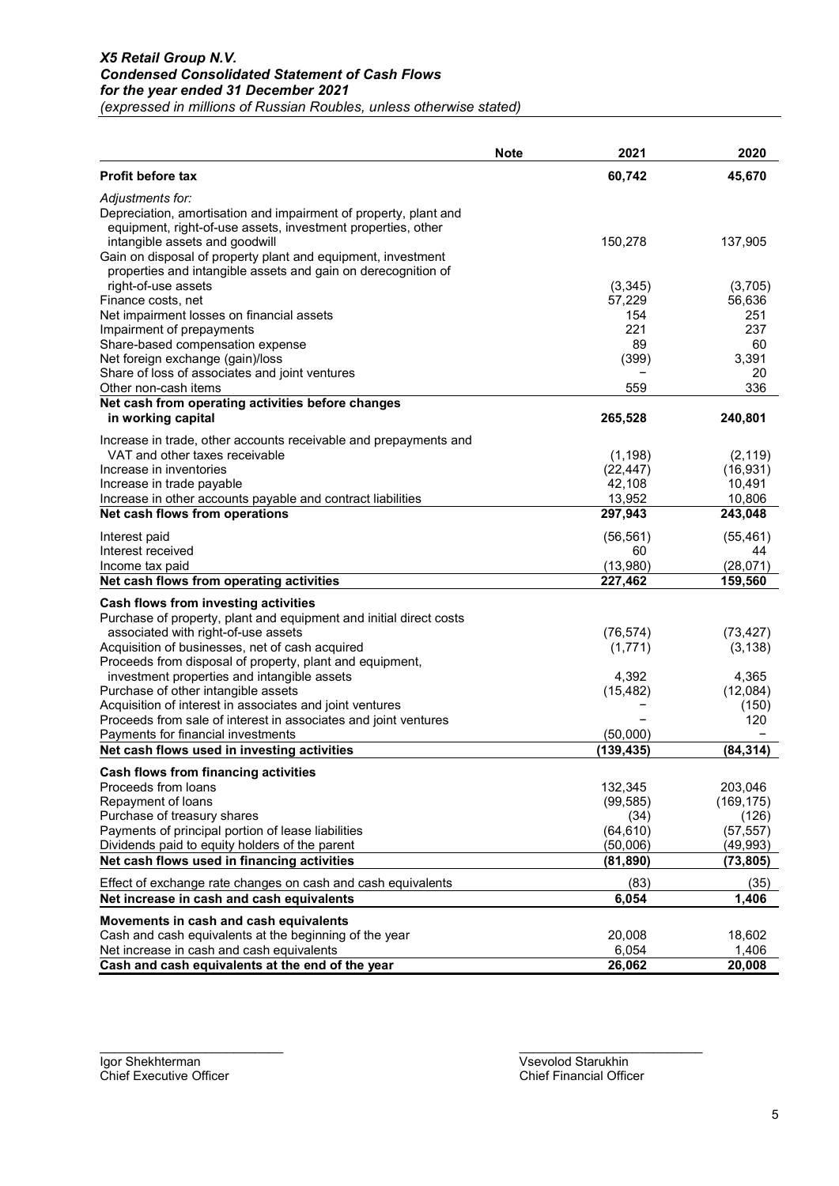***X5 Retail Group N.V.***
***Condensed Consolidated Statement of Cash Flows***
***for the year ended 31 December 2021***
*(expressed in millions of Russian Roubles, unless otherwise stated)*

| | Note | 2021 | 2020 |
|---|---|---|---|
| **Profit before tax** | | **60,742** | **45,670** |
| *Adjustments for:* | | | |
| Depreciation, amortisation and impairment of property, plant and equipment, right-of-use assets, investment properties, other intangible assets and goodwill | | 150,278 | 137,905 |
| Gain on disposal of property plant and equipment, investment properties and intangible assets and gain on derecognition of right-of-use assets | | (3,345) | (3,705) |
| Finance costs, net | | 57,229 | 56,636 |
| Net impairment losses on financial assets | | 154 | 251 |
| Impairment of prepayments | | 221 | 237 |
| Share-based compensation expense | | 89 | 60 |
| Net foreign exchange (gain)/loss | | (399) | 3,391 |
| Share of loss of associates and joint ventures | | – | 20 |
| Other non-cash items | | 559 | 336 |
| **Net cash from operating activities before changes in working capital** | | **265,528** | **240,801** |
| Increase in trade, other accounts receivable and prepayments and VAT and other taxes receivable | | (1,198) | (2,119) |
| Increase in inventories | | (22,447) | (16,931) |
| Increase in trade payable | | 42,108 | 10,491 |
| Increase in other accounts payable and contract liabilities | | 13,952 | 10,806 |
| **Net cash flows from operations** | | **297,943** | **243,048** |
| Interest paid | | (56,561) | (55,461) |
| Interest received | | 60 | 44 |
| Income tax paid | | (13,980) | (28,071) |
| **Net cash flows from operating activities** | | **227,462** | **159,560** |
| **Cash flows from investing activities** | | | |
| Purchase of property, plant and equipment and initial direct costs associated with right-of-use assets | | (76,574) | (73,427) |
| Acquisition of businesses, net of cash acquired | | (1,771) | (3,138) |
| Proceeds from disposal of property, plant and equipment, investment properties and intangible assets | | 4,392 | 4,365 |
| Purchase of other intangible assets | | (15,482) | (12,084) |
| Acquisition of interest in associates and joint ventures | | – | (150) |
| Proceeds from sale of interest in associates and joint ventures | | – | 120 |
| Payments for financial investments | | (50,000) | – |
| **Net cash flows used in investing activities** | | **(139,435)** | **(84,314)** |
| **Cash flows from financing activities** | | | |
| Proceeds from loans | | 132,345 | 203,046 |
| Repayment of loans | | (99,585) | (169,175) |
| Purchase of treasury shares | | (34) | (126) |
| Payments of principal portion of lease liabilities | | (64,610) | (57,557) |
| Dividends paid to equity holders of the parent | | (50,006) | (49,993) |
| **Net cash flows used in financing activities** | | **(81,890)** | **(73,805)** |
| Effect of exchange rate changes on cash and cash equivalents | | (83) | (35) |
| **Net increase in cash and cash equivalents** | | **6,054** | **1,406** |
| **Movements in cash and cash equivalents** | | | |
| Cash and cash equivalents at the beginning of the year | | 20,008 | 18,602 |
| Net increase in cash and cash equivalents | | 6,054 | 1,406 |
| **Cash and cash equivalents at the end of the year** | | **26,062** | **20,008** |

Igor Shekhterman
Chief Executive Officer

Vsevolod Starukhin
Chief Financial Officer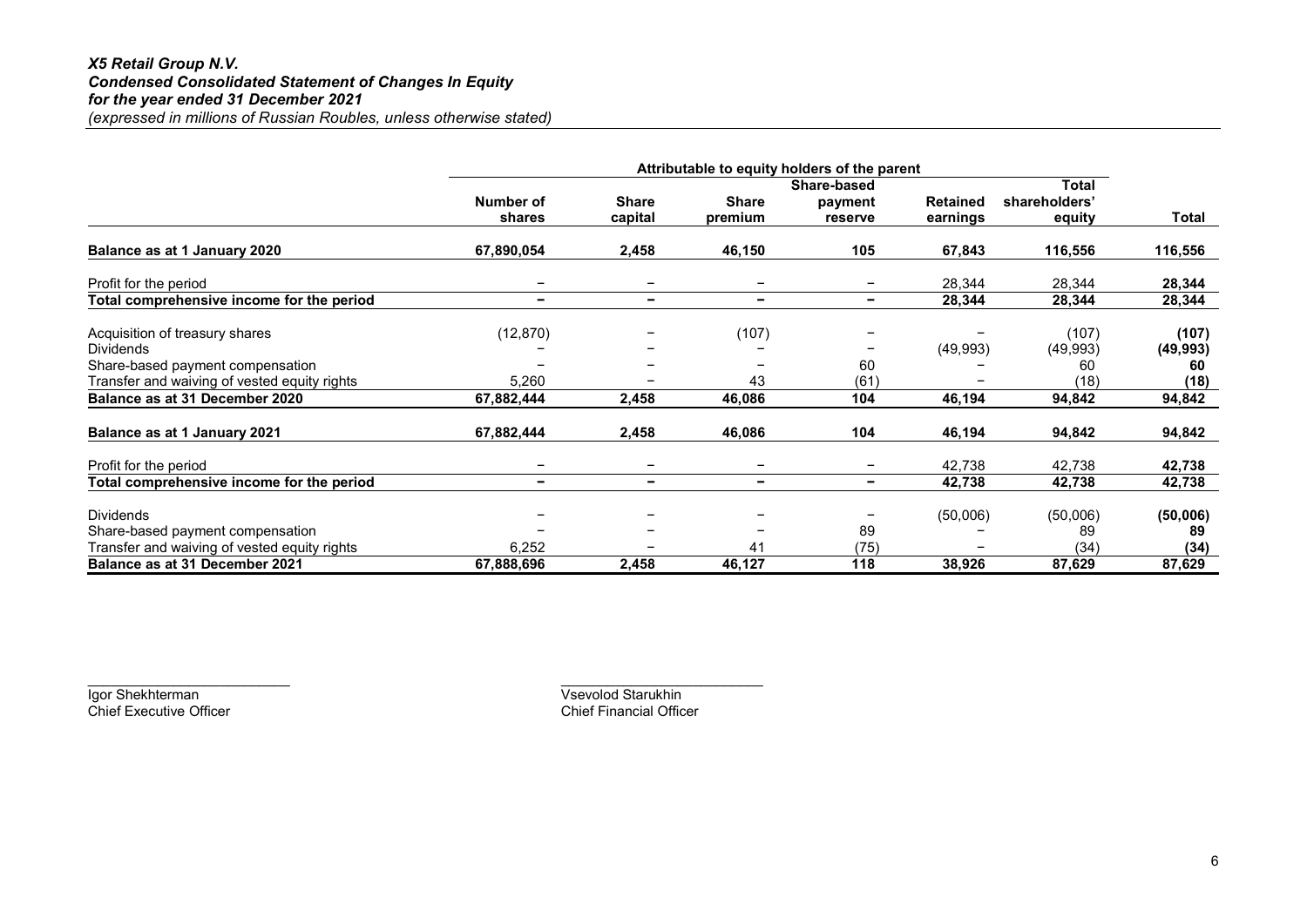*X5 Retail Group N.V.*
*Condensed Consolidated Statement of Changes In Equity*
*for the year ended 31 December 2021*
*(expressed in millions of Russian Roubles, unless otherwise stated)*

| | Attributable to equity holders of the parent | | | | | | |
|---|---|---|---|---|---|---|---|
| | **Number of shares** | **Share capital** | **Share premium** | **Share-based payment reserve** | **Retained earnings** | **Total shareholders' equity** | **Total** |
| **Balance as at 1 January 2020** | **67,890,054** | **2,458** | **46,150** | **105** | **67,843** | **116,556** | **116,556** |
| Profit for the period | – | – | – | – | 28,344 | 28,344 | **28,344** |
| **Total comprehensive income for the period** | **–** | **–** | **–** | **–** | **28,344** | **28,344** | **28,344** |
| Acquisition of treasury shares | (12,870) | – | (107) | – | – | (107) | **(107)** |
| Dividends | – | – | – | – | (49,993) | (49,993) | **(49,993)** |
| Share-based payment compensation | – | – | – | 60 | – | 60 | **60** |
| Transfer and waiving of vested equity rights | 5,260 | – | 43 | (61) | – | (18) | **(18)** |
| **Balance as at 31 December 2020** | **67,882,444** | **2,458** | **46,086** | **104** | **46,194** | **94,842** | **94,842** |
| **Balance as at 1 January 2021** | **67,882,444** | **2,458** | **46,086** | **104** | **46,194** | **94,842** | **94,842** |
| Profit for the period | – | – | – | – | 42,738 | 42,738 | **42,738** |
| **Total comprehensive income for the period** | **–** | **–** | **–** | **–** | **42,738** | **42,738** | **42,738** |
| Dividends | – | – | – | – | (50,006) | (50,006) | **(50,006)** |
| Share-based payment compensation | – | – | – | 89 | – | 89 | **89** |
| Transfer and waiving of vested equity rights | 6,252 | – | 41 | (75) | – | (34) | **(34)** |
| **Balance as at 31 December 2021** | **67,888,696** | **2,458** | **46,127** | **118** | **38,926** | **87,629** | **87,629** |

Igor Shekhterman
Chief Executive Officer

Vsevolod Starukhin
Chief Financial Officer